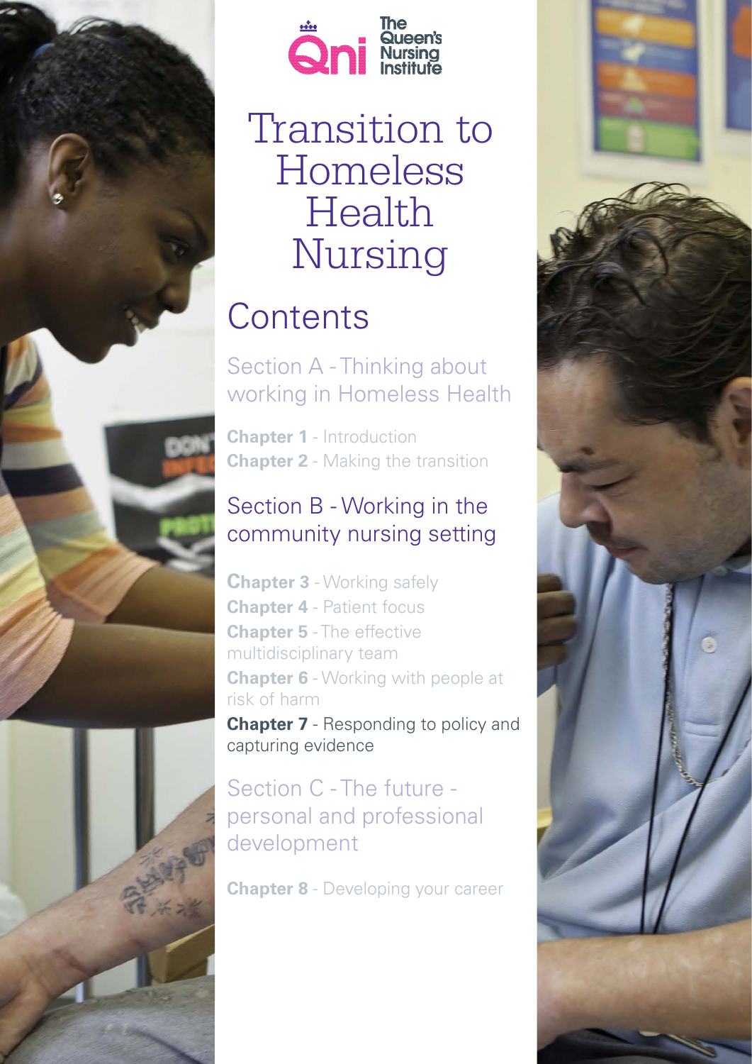The Queen's Nursing Institute

# Transition to Homeless Health Nursing

## Contents

### Section A - Thinking about working in Homeless Health

**Chapter 1** - Introduction
**Chapter 2** - Making the transition

### Section B - Working in the community nursing setting

**Chapter 3** - Working safely
**Chapter 4** - Patient focus
**Chapter 5** - The effective multidisciplinary team
**Chapter 6** - Working with people at risk of harm
**Chapter 7** - Responding to policy and capturing evidence

### Section C - The future - personal and professional development

**Chapter 8** - Developing your career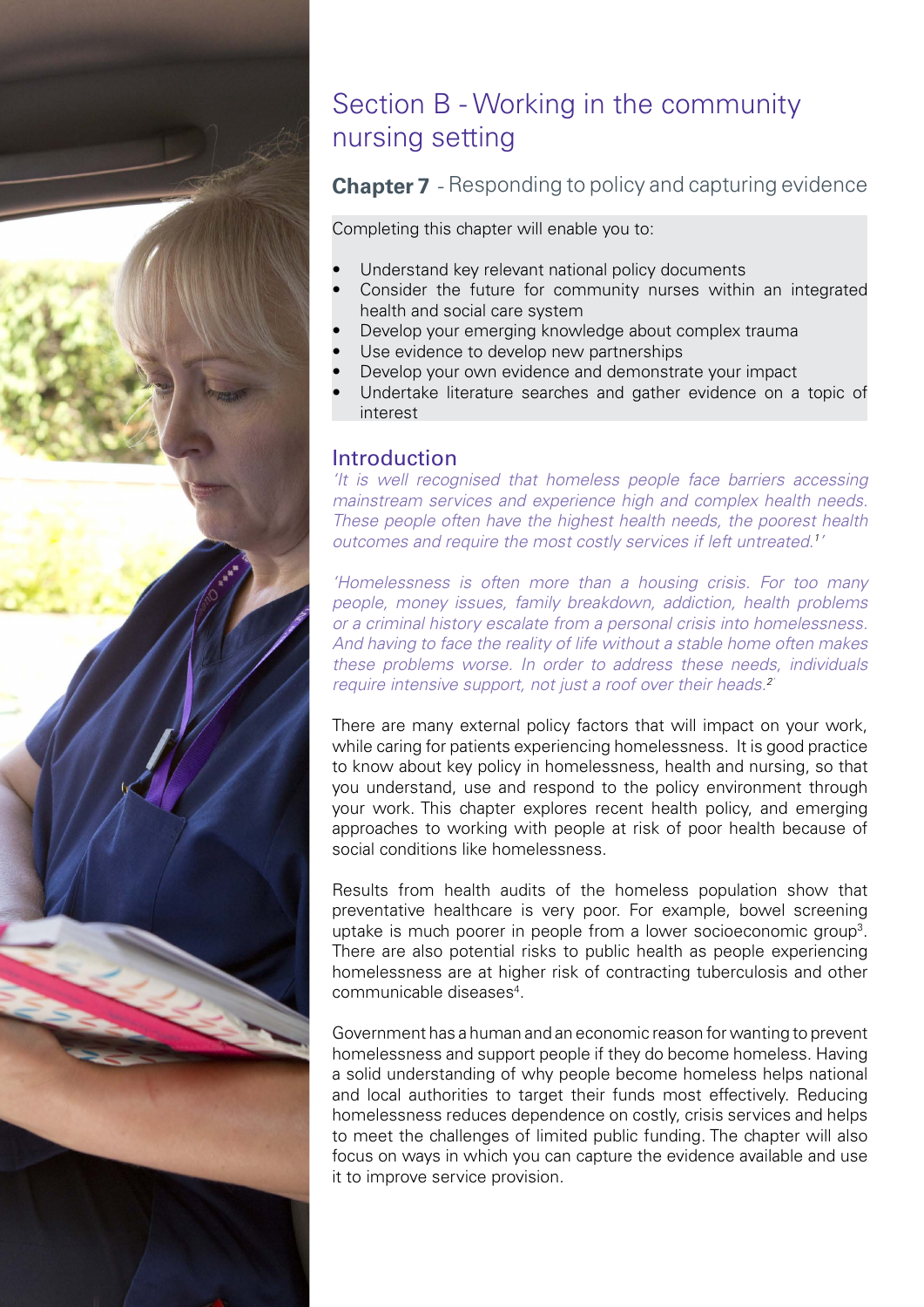# Section B - Working in the community nursing setting

## **Chapter 7** - Responding to policy and capturing evidence

Completing this chapter will enable you to:

- Understand key relevant national policy documents
- Consider the future for community nurses within an integrated health and social care system
- Develop your emerging knowledge about complex trauma
- Use evidence to develop new partnerships
- Develop your own evidence and demonstrate your impact
- Undertake literature searches and gather evidence on a topic of interest

### Introduction

*'It is well recognised that homeless people face barriers accessing mainstream services and experience high and complex health needs. These people often have the highest health needs, the poorest health outcomes and require the most costly services if left untreated.[1]'*

*'Homelessness is often more than a housing crisis. For too many people, money issues, family breakdown, addiction, health problems or a criminal history escalate from a personal crisis into homelessness. And having to face the reality of life without a stable home often makes these problems worse. In order to address these needs, individuals require intensive support, not just a roof over their heads.[2]'*

There are many external policy factors that will impact on your work, while caring for patients experiencing homelessness. It is good practice to know about key policy in homelessness, health and nursing, so that you understand, use and respond to the policy environment through your work. This chapter explores recent health policy, and emerging approaches to working with people at risk of poor health because of social conditions like homelessness.

Results from health audits of the homeless population show that preventative healthcare is very poor. For example, bowel screening uptake is much poorer in people from a lower socioeconomic group[3]. There are also potential risks to public health as people experiencing homelessness are at higher risk of contracting tuberculosis and other communicable diseases[4].

Government has a human and an economic reason for wanting to prevent homelessness and support people if they do become homeless. Having a solid understanding of why people become homeless helps national and local authorities to target their funds most effectively. Reducing homelessness reduces dependence on costly, crisis services and helps to meet the challenges of limited public funding. The chapter will also focus on ways in which you can capture the evidence available and use it to improve service provision.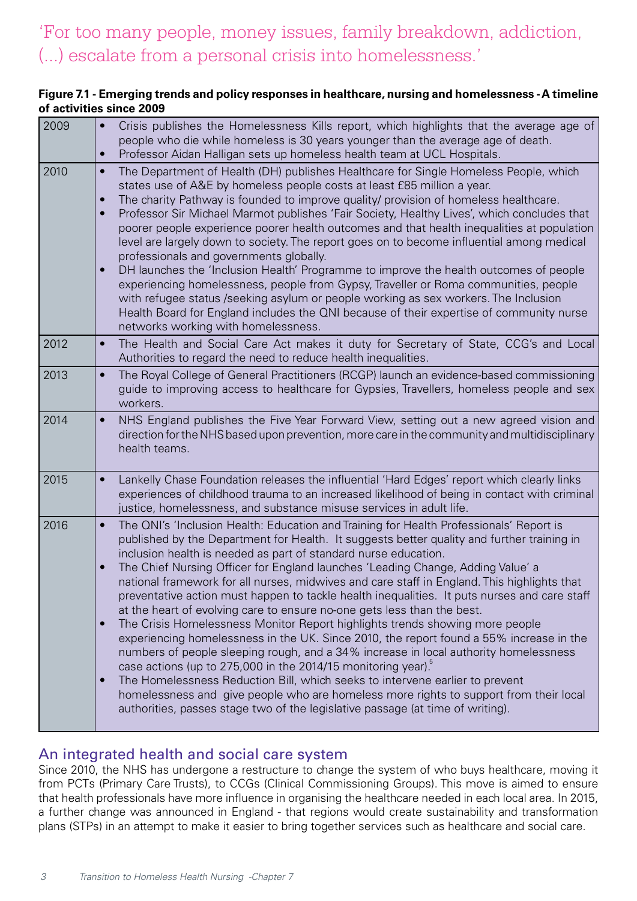'For too many people, money issues, family breakdown, addiction, (...) escalate from a personal crisis into homelessness.'

**Figure 7.1 - Emerging trends and policy responses in healthcare, nursing and homelessness - A timeline of activities since 2009**

| Year | Activities |
|---|---|
| 2009 | • Crisis publishes the Homelessness Kills report, which highlights that the average age of people who die while homeless is 30 years younger than the average age of death.<br>• Professor Aidan Halligan sets up homeless health team at UCL Hospitals. |
| 2010 | • The Department of Health (DH) publishes Healthcare for Single Homeless People, which states use of A&E by homeless people costs at least £85 million a year.<br>• The charity Pathway is founded to improve quality/ provision of homeless healthcare.<br>• Professor Sir Michael Marmot publishes 'Fair Society, Healthy Lives', which concludes that poorer people experience poorer health outcomes and that health inequalities at population level are largely down to society. The report goes on to become influential among medical professionals and governments globally.<br>• DH launches the 'Inclusion Health' Programme to improve the health outcomes of people experiencing homelessness, people from Gypsy, Traveller or Roma communities, people with refugee status /seeking asylum or people working as sex workers. The Inclusion Health Board for England includes the QNI because of their expertise of community nurse networks working with homelessness. |
| 2012 | • The Health and Social Care Act makes it duty for Secretary of State, CCG's and Local Authorities to regard the need to reduce health inequalities. |
| 2013 | • The Royal College of General Practitioners (RCGP) launch an evidence-based commissioning guide to improving access to healthcare for Gypsies, Travellers, homeless people and sex workers. |
| 2014 | • NHS England publishes the Five Year Forward View, setting out a new agreed vision and direction for the NHS based upon prevention, more care in the community and multidisciplinary health teams. |
| 2015 | • Lankelly Chase Foundation releases the influential 'Hard Edges' report which clearly links experiences of childhood trauma to an increased likelihood of being in contact with criminal justice, homelessness, and substance misuse services in adult life. |
| 2016 | • The QNI's 'Inclusion Health: Education and Training for Health Professionals' Report is published by the Department for Health. It suggests better quality and further training in inclusion health is needed as part of standard nurse education.<br>• The Chief Nursing Officer for England launches 'Leading Change, Adding Value' a national framework for all nurses, midwives and care staff in England. This highlights that preventative action must happen to tackle health inequalities. It puts nurses and care staff at the heart of evolving care to ensure no-one gets less than the best.<br>• The Crisis Homelessness Monitor Report highlights trends showing more people experiencing homelessness in the UK. Since 2010, the report found a 55% increase in the numbers of people sleeping rough, and a 34% increase in local authority homelessness case actions (up to 275,000 in the 2014/15 monitoring year).[5]<br>• The Homelessness Reduction Bill, which seeks to intervene earlier to prevent homelessness and give people who are homeless more rights to support from their local authorities, passes stage two of the legislative passage (at time of writing). |

## An integrated health and social care system

Since 2010, the NHS has undergone a restructure to change the system of who buys healthcare, moving it from PCTs (Primary Care Trusts), to CCGs (Clinical Commissioning Groups). This move is aimed to ensure that health professionals have more influence in organising the healthcare needed in each local area. In 2015, a further change was announced in England - that regions would create sustainability and transformation plans (STPs) in an attempt to make it easier to bring together services such as healthcare and social care.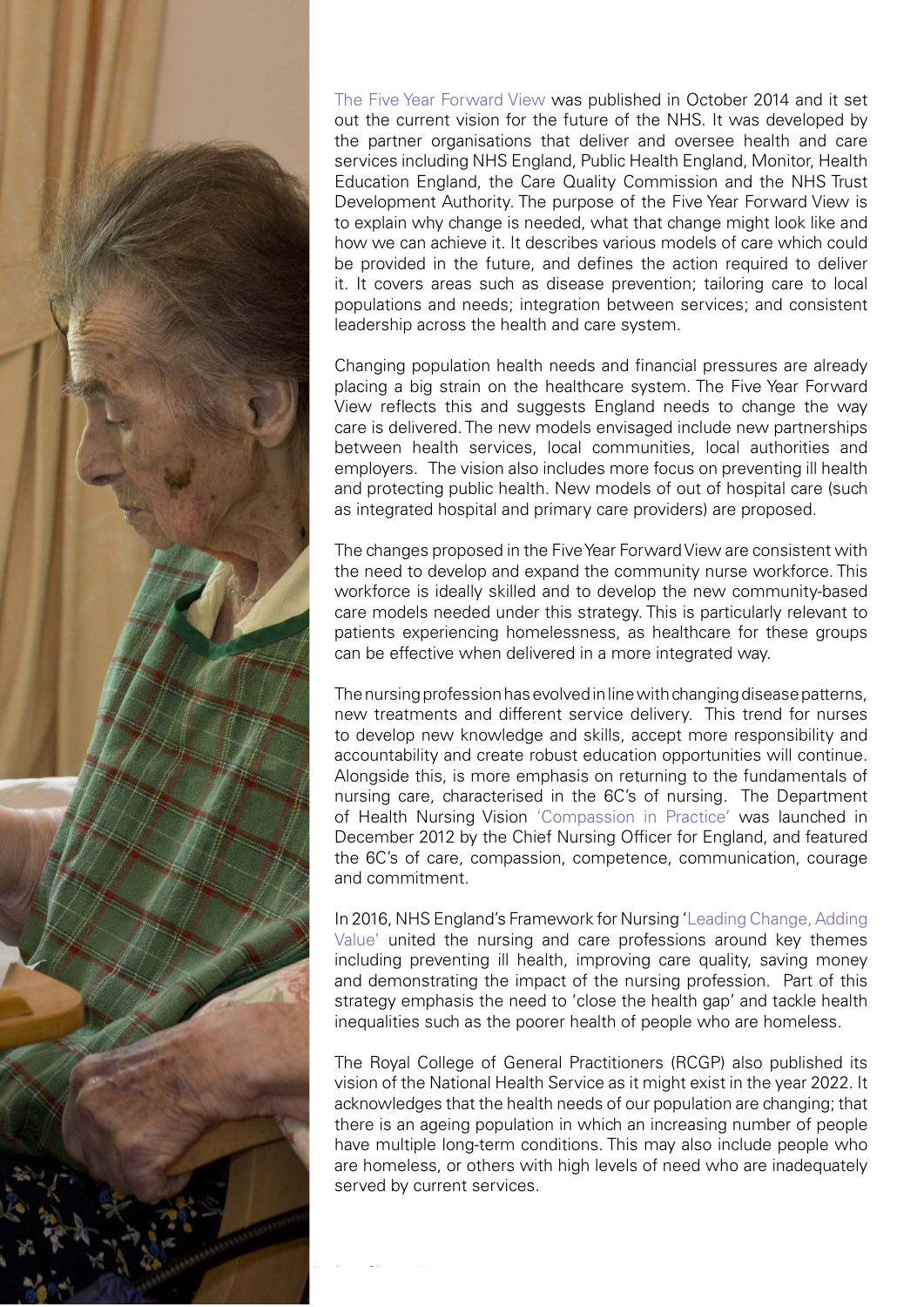The Five Year Forward View was published in October 2014 and it set out the current vision for the future of the NHS. It was developed by the partner organisations that deliver and oversee health and care services including NHS England, Public Health England, Monitor, Health Education England, the Care Quality Commission and the NHS Trust Development Authority. The purpose of the Five Year Forward View is to explain why change is needed, what that change might look like and how we can achieve it. It describes various models of care which could be provided in the future, and defines the action required to deliver it. It covers areas such as disease prevention; tailoring care to local populations and needs; integration between services; and consistent leadership across the health and care system.

Changing population health needs and financial pressures are already placing a big strain on the healthcare system. The Five Year Forward View reflects this and suggests England needs to change the way care is delivered. The new models envisaged include new partnerships between health services, local communities, local authorities and employers. The vision also includes more focus on preventing ill health and protecting public health. New models of out of hospital care (such as integrated hospital and primary care providers) are proposed.

The changes proposed in the Five Year Forward View are consistent with the need to develop and expand the community nurse workforce. This workforce is ideally skilled and to develop the new community-based care models needed under this strategy. This is particularly relevant to patients experiencing homelessness, as healthcare for these groups can be effective when delivered in a more integrated way.

The nursing profession has evolved in line with changing disease patterns, new treatments and different service delivery. This trend for nurses to develop new knowledge and skills, accept more responsibility and accountability and create robust education opportunities will continue. Alongside this, is more emphasis on returning to the fundamentals of nursing care, characterised in the 6C's of nursing. The Department of Health Nursing Vision 'Compassion in Practice' was launched in December 2012 by the Chief Nursing Officer for England, and featured the 6C's of care, compassion, competence, communication, courage and commitment.

In 2016, NHS England's Framework for Nursing 'Leading Change, Adding Value' united the nursing and care professions around key themes including preventing ill health, improving care quality, saving money and demonstrating the impact of the nursing profession. Part of this strategy emphasis the need to 'close the health gap' and tackle health inequalities such as the poorer health of people who are homeless.

The Royal College of General Practitioners (RCGP) also published its vision of the National Health Service as it might exist in the year 2022. It acknowledges that the health needs of our population are changing; that there is an ageing population in which an increasing number of people have multiple long-term conditions. This may also include people who are homeless, or others with high levels of need who are inadequately served by current services.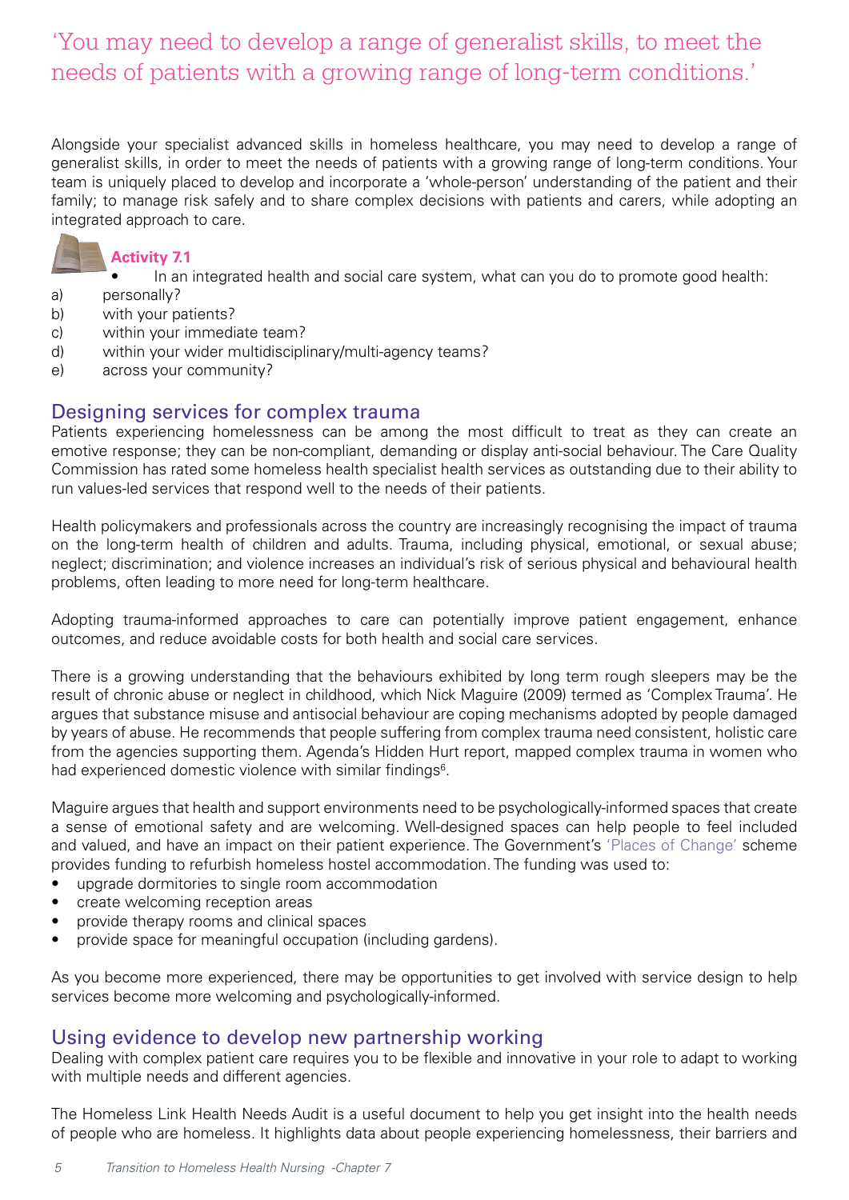‘You may need to develop a range of generalist skills, to meet the needs of patients with a growing range of long-term conditions.’

Alongside your specialist advanced skills in homeless healthcare, you may need to develop a range of generalist skills, in order to meet the needs of patients with a growing range of long-term conditions. Your team is uniquely placed to develop and incorporate a ‘whole-person’ understanding of the patient and their family; to manage risk safely and to share complex decisions with patients and carers, while adopting an integrated approach to care.

**Activity 7.1**

- In an integrated health and social care system, what can you do to promote good health:

a) personally?
b) with your patients?
c) within your immediate team?
d) within your wider multidisciplinary/multi-agency teams?
e) across your community?

## Designing services for complex trauma

Patients experiencing homelessness can be among the most difficult to treat as they can create an emotive response; they can be non-compliant, demanding or display anti-social behaviour. The Care Quality Commission has rated some homeless health specialist health services as outstanding due to their ability to run values-led services that respond well to the needs of their patients.

Health policymakers and professionals across the country are increasingly recognising the impact of trauma on the long-term health of children and adults. Trauma, including physical, emotional, or sexual abuse; neglect; discrimination; and violence increases an individual’s risk of serious physical and behavioural health problems, often leading to more need for long-term healthcare.

Adopting trauma-informed approaches to care can potentially improve patient engagement, enhance outcomes, and reduce avoidable costs for both health and social care services.

There is a growing understanding that the behaviours exhibited by long term rough sleepers may be the result of chronic abuse or neglect in childhood, which Nick Maguire (2009) termed as ‘Complex Trauma’. He argues that substance misuse and antisocial behaviour are coping mechanisms adopted by people damaged by years of abuse. He recommends that people suffering from complex trauma need consistent, holistic care from the agencies supporting them. Agenda’s Hidden Hurt report, mapped complex trauma in women who had experienced domestic violence with similar findings[6].

Maguire argues that health and support environments need to be psychologically-informed spaces that create a sense of emotional safety and are welcoming. Well-designed spaces can help people to feel included and valued, and have an impact on their patient experience. The Government’s ‘Places of Change’ scheme provides funding to refurbish homeless hostel accommodation. The funding was used to:

- upgrade dormitories to single room accommodation
- create welcoming reception areas
- provide therapy rooms and clinical spaces
- provide space for meaningful occupation (including gardens).

As you become more experienced, there may be opportunities to get involved with service design to help services become more welcoming and psychologically-informed.

## Using evidence to develop new partnership working

Dealing with complex patient care requires you to be flexible and innovative in your role to adapt to working with multiple needs and different agencies.

The Homeless Link Health Needs Audit is a useful document to help you get insight into the health needs of people who are homeless. It highlights data about people experiencing homelessness, their barriers and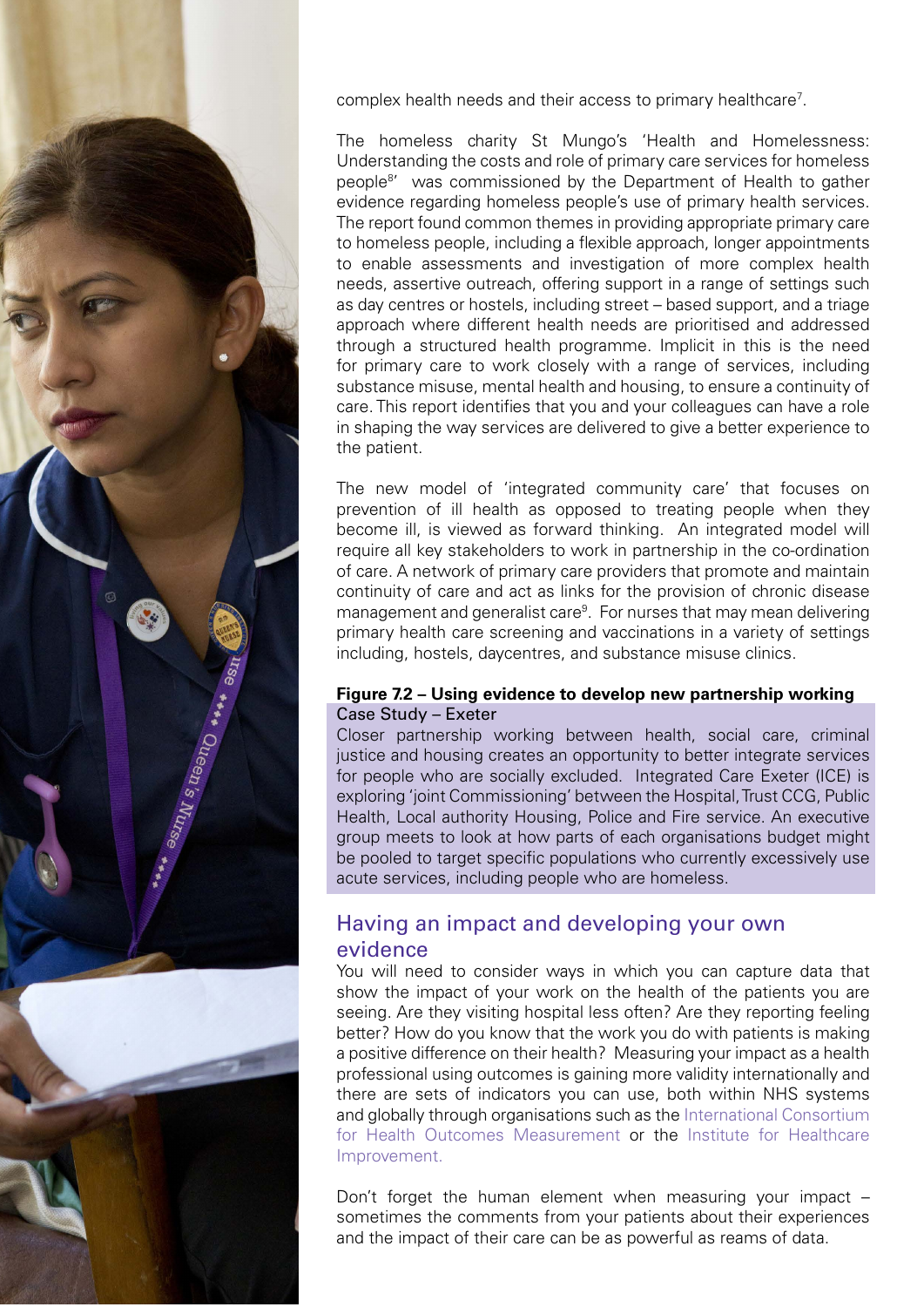complex health needs and their access to primary healthcare[7].

The homeless charity St Mungo's 'Health and Homelessness: Understanding the costs and role of primary care services for homeless people[8]' was commissioned by the Department of Health to gather evidence regarding homeless people's use of primary health services. The report found common themes in providing appropriate primary care to homeless people, including a flexible approach, longer appointments to enable assessments and investigation of more complex health needs, assertive outreach, offering support in a range of settings such as day centres or hostels, including street – based support, and a triage approach where different health needs are prioritised and addressed through a structured health programme. Implicit in this is the need for primary care to work closely with a range of services, including substance misuse, mental health and housing, to ensure a continuity of care. This report identifies that you and your colleagues can have a role in shaping the way services are delivered to give a better experience to the patient.

The new model of 'integrated community care' that focuses on prevention of ill health as opposed to treating people when they become ill, is viewed as forward thinking. An integrated model will require all key stakeholders to work in partnership in the co-ordination of care. A network of primary care providers that promote and maintain continuity of care and act as links for the provision of chronic disease management and generalist care[9]. For nurses that may mean delivering primary health care screening and vaccinations in a variety of settings including, hostels, daycentres, and substance misuse clinics.

**Figure 7.2 – Using evidence to develop new partnership working**

Case Study – Exeter

Closer partnership working between health, social care, criminal justice and housing creates an opportunity to better integrate services for people who are socially excluded. Integrated Care Exeter (ICE) is exploring 'joint Commissioning' between the Hospital, Trust CCG, Public Health, Local authority Housing, Police and Fire service. An executive group meets to look at how parts of each organisations budget might be pooled to target specific populations who currently excessively use acute services, including people who are homeless.

## Having an impact and developing your own evidence

You will need to consider ways in which you can capture data that show the impact of your work on the health of the patients you are seeing. Are they visiting hospital less often? Are they reporting feeling better? How do you know that the work you do with patients is making a positive difference on their health? Measuring your impact as a health professional using outcomes is gaining more validity internationally and there are sets of indicators you can use, both within NHS systems and globally through organisations such as the International Consortium for Health Outcomes Measurement or the Institute for Healthcare Improvement.

Don't forget the human element when measuring your impact – sometimes the comments from your patients about their experiences and the impact of their care can be as powerful as reams of data.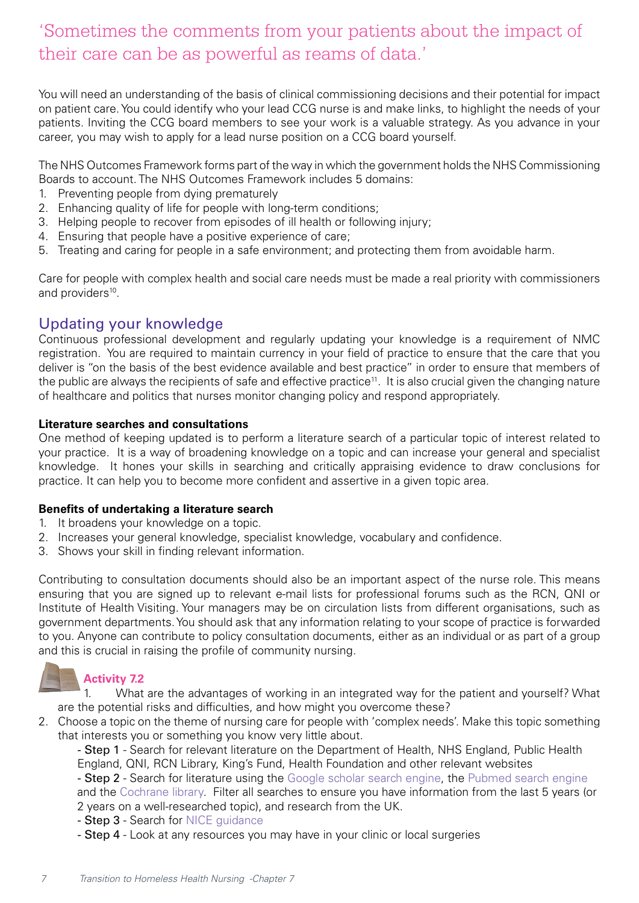‘Sometimes the comments from your patients about the impact of their care can be as powerful as reams of data.’

You will need an understanding of the basis of clinical commissioning decisions and their potential for impact on patient care. You could identify who your lead CCG nurse is and make links, to highlight the needs of your patients. Inviting the CCG board members to see your work is a valuable strategy. As you advance in your career, you may wish to apply for a lead nurse position on a CCG board yourself.

The NHS Outcomes Framework forms part of the way in which the government holds the NHS Commissioning Boards to account. The NHS Outcomes Framework includes 5 domains:

1. Preventing people from dying prematurely
2. Enhancing quality of life for people with long-term conditions;
3. Helping people to recover from episodes of ill health or following injury;
4. Ensuring that people have a positive experience of care;
5. Treating and caring for people in a safe environment; and protecting them from avoidable harm.

Care for people with complex health and social care needs must be made a real priority with commissioners and providers[10].

## Updating your knowledge

Continuous professional development and regularly updating your knowledge is a requirement of NMC registration. You are required to maintain currency in your field of practice to ensure that the care that you deliver is “on the basis of the best evidence available and best practice” in order to ensure that members of the public are always the recipients of safe and effective practice[11]. It is also crucial given the changing nature of healthcare and politics that nurses monitor changing policy and respond appropriately.

**Literature searches and consultations**

One method of keeping updated is to perform a literature search of a particular topic of interest related to your practice. It is a way of broadening knowledge on a topic and can increase your general and specialist knowledge. It hones your skills in searching and critically appraising evidence to draw conclusions for practice. It can help you to become more confident and assertive in a given topic area.

**Benefits of undertaking a literature search**

1. It broadens your knowledge on a topic.
2. Increases your general knowledge, specialist knowledge, vocabulary and confidence.
3. Shows your skill in finding relevant information.

Contributing to consultation documents should also be an important aspect of the nurse role. This means ensuring that you are signed up to relevant e-mail lists for professional forums such as the RCN, QNI or Institute of Health Visiting. Your managers may be on circulation lists from different organisations, such as government departments. You should ask that any information relating to your scope of practice is forwarded to you. Anyone can contribute to policy consultation documents, either as an individual or as part of a group and this is crucial in raising the profile of community nursing.

**Activity 7.2**

1. What are the advantages of working in an integrated way for the patient and yourself? What are the potential risks and difficulties, and how might you overcome these?
2. Choose a topic on the theme of nursing care for people with ‘complex needs’. Make this topic something that interests you or something you know very little about.
   - Step 1 - Search for relevant literature on the Department of Health, NHS England, Public Health England, QNI, RCN Library, King’s Fund, Health Foundation and other relevant websites
   - Step 2 - Search for literature using the Google scholar search engine, the Pubmed search engine and the Cochrane library. Filter all searches to ensure you have information from the last 5 years (or 2 years on a well-researched topic), and research from the UK.
   - Step 3 - Search for NICE guidance
   - Step 4 - Look at any resources you may have in your clinic or local surgeries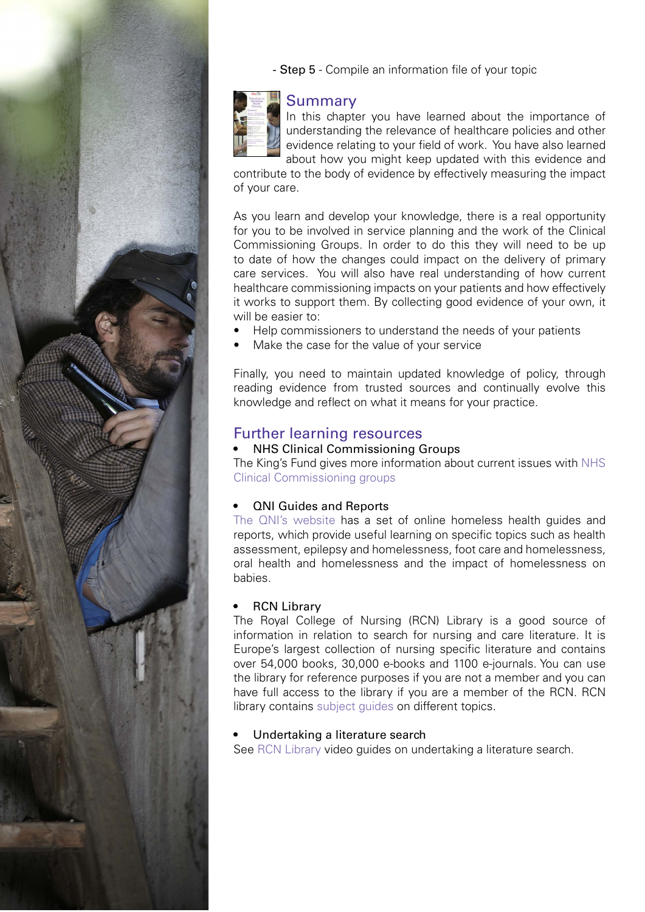- Step 5 - Compile an information file of your topic

## Summary

In this chapter you have learned about the importance of understanding the relevance of healthcare policies and other evidence relating to your field of work. You have also learned about how you might keep updated with this evidence and contribute to the body of evidence by effectively measuring the impact of your care.

As you learn and develop your knowledge, there is a real opportunity for you to be involved in service planning and the work of the Clinical Commissioning Groups. In order to do this they will need to be up to date of how the changes could impact on the delivery of primary care services. You will also have real understanding of how current healthcare commissioning impacts on your patients and how effectively it works to support them. By collecting good evidence of your own, it will be easier to:

- Help commissioners to understand the needs of your patients
- Make the case for the value of your service

Finally, you need to maintain updated knowledge of policy, through reading evidence from trusted sources and continually evolve this knowledge and reflect on what it means for your practice.

## Further learning resources

- NHS Clinical Commissioning Groups

The King's Fund gives more information about current issues with NHS Clinical Commissioning groups

- QNI Guides and Reports

The QNI's website has a set of online homeless health guides and reports, which provide useful learning on specific topics such as health assessment, epilepsy and homelessness, foot care and homelessness, oral health and homelessness and the impact of homelessness on babies.

- RCN Library

The Royal College of Nursing (RCN) Library is a good source of information in relation to search for nursing and care literature. It is Europe's largest collection of nursing specific literature and contains over 54,000 books, 30,000 e-books and 1100 e-journals. You can use the library for reference purposes if you are not a member and you can have full access to the library if you are a member of the RCN. RCN library contains subject guides on different topics.

- Undertaking a literature search

See RCN Library video guides on undertaking a literature search.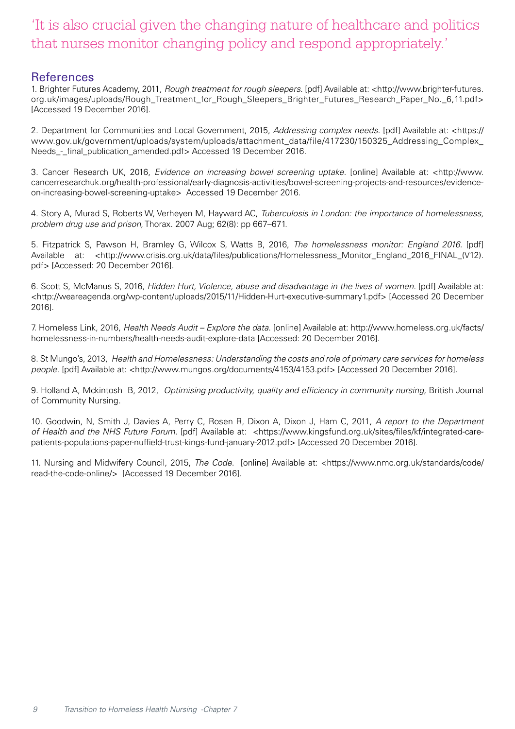'It is also crucial given the changing nature of healthcare and politics that nurses monitor changing policy and respond appropriately.'

## References

1. Brighter Futures Academy, 2011, *Rough treatment for rough sleepers.* [pdf] Available at: <http://www.brighter-futures.org.uk/images/uploads/Rough_Treatment_for_Rough_Sleepers_Brighter_Futures_Research_Paper_No._6,11.pdf> [Accessed 19 December 2016].

2. Department for Communities and Local Government, 2015, *Addressing complex needs.* [pdf] Available at: <https://www.gov.uk/government/uploads/system/uploads/attachment_data/file/417230/150325_Addressing_Complex_Needs_-_final_publication_amended.pdf> Accessed 19 December 2016.

3. Cancer Research UK, 2016, *Evidence on increasing bowel screening uptake.* [online] Available at: <http://www.cancerresearchuk.org/health-professional/early-diagnosis-activities/bowel-screening-projects-and-resources/evidence-on-increasing-bowel-screening-uptake> Accessed 19 December 2016.

4. Story A, Murad S, Roberts W, Verheyen M, Hayward AC, *Tuberculosis in London: the importance of homelessness, problem drug use and prison*, Thorax. 2007 Aug; 62(8): pp 667–671.

5. Fitzpatrick S, Pawson H, Bramley G, Wilcox S, Watts B, 2016, *The homelessness monitor: England 2016.* [pdf] Available at: <http://www.crisis.org.uk/data/files/publications/Homelessness_Monitor_England_2016_FINAL_(V12).pdf> [Accessed: 20 December 2016].

6. Scott S, McManus S, 2016, *Hidden Hurt, Violence, abuse and disadvantage in the lives of women.* [pdf] Available at: <http://weareagenda.org/wp-content/uploads/2015/11/Hidden-Hurt-executive-summary1.pdf> [Accessed 20 December 2016].

7. Homeless Link, 2016, *Health Needs Audit – Explore the data.* [online] Available at: http://www.homeless.org.uk/facts/homelessness-in-numbers/health-needs-audit-explore-data [Accessed: 20 December 2016].

8. St Mungo's, 2013, *Health and Homelessness: Understanding the costs and role of primary care services for homeless people.* [pdf] Available at: <http://www.mungos.org/documents/4153/4153.pdf> [Accessed 20 December 2016].

9. Holland A, Mckintosh B, 2012, *Optimising productivity, quality and efficiency in community nursing,* British Journal of Community Nursing.

10. Goodwin, N, Smith J, Davies A, Perry C, Rosen R, Dixon A, Dixon J, Ham C, 2011, *A report to the Department of Health and the NHS Future Forum.* [pdf] Available at: <https://www.kingsfund.org.uk/sites/files/kf/integrated-care-patients-populations-paper-nuffield-trust-kings-fund-january-2012.pdf> [Accessed 20 December 2016].

11. Nursing and Midwifery Council, 2015, *The Code.* [online] Available at: <https://www.nmc.org.uk/standards/code/read-the-code-online/> [Accessed 19 December 2016].